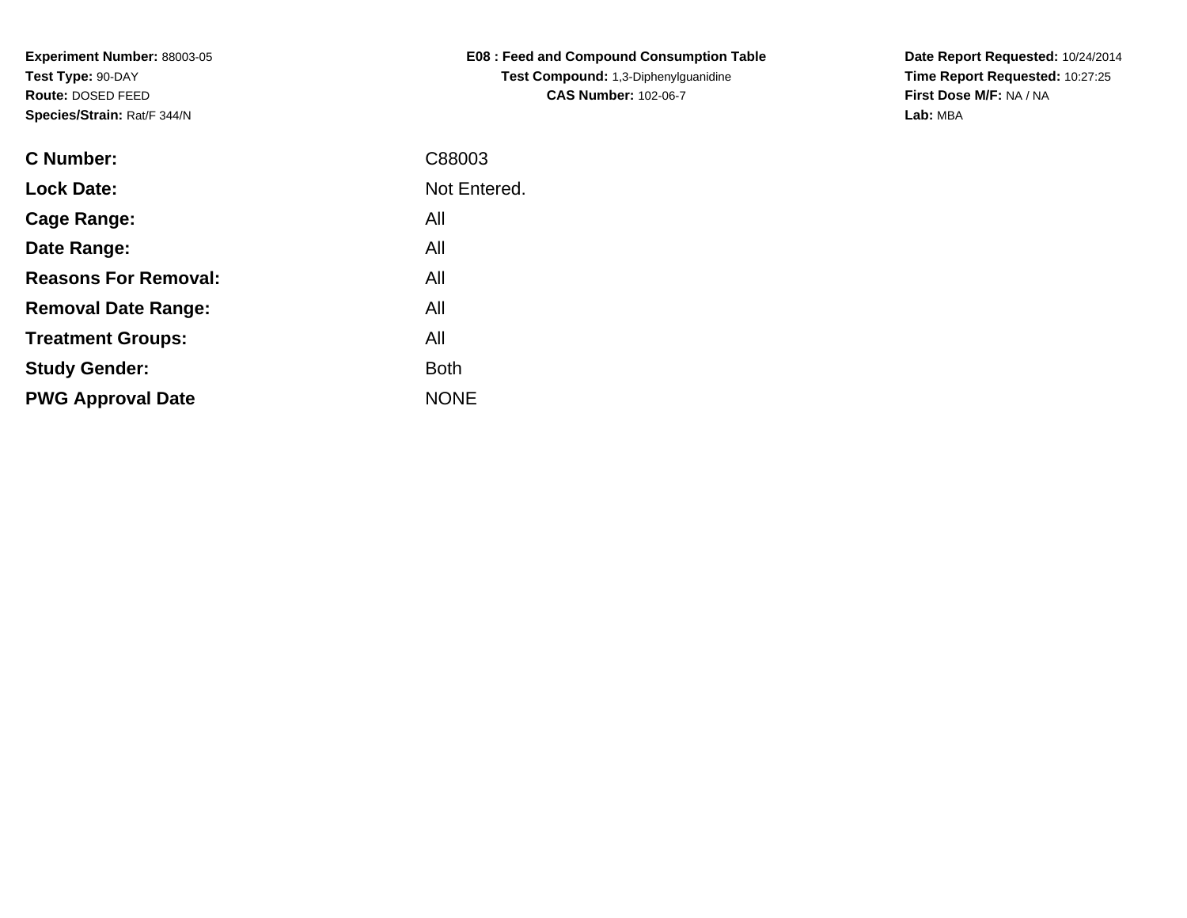**Experiment Number:** 88003-05
**Test Type:** 90-DAY
**Route:** DOSED FEED
**Species/Strain:** Rat/F 344/N

**E08 : Feed and Compound Consumption Table**
**Test Compound:** 1,3-Diphenylguanidine
**CAS Number:** 102-06-7

**Date Report Requested:** 10/24/2014
**Time Report Requested:** 10:27:25
**First Dose M/F:** NA / NA
**Lab:** MBA

| | |
|---|---|
| **C Number:** | C88003 |
| **Lock Date:** | Not Entered. |
| **Cage Range:** | All |
| **Date Range:** | All |
| **Reasons For Removal:** | All |
| **Removal Date Range:** | All |
| **Treatment Groups:** | All |
| **Study Gender:** | Both |
| **PWG Approval Date** | NONE |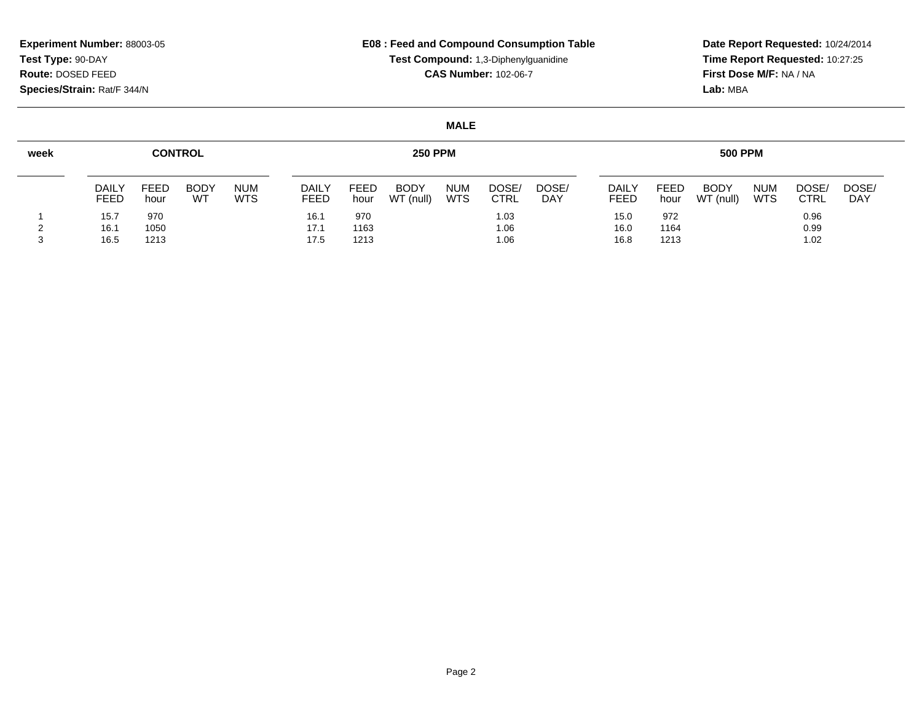**Experiment Number:** 88003-05
**Test Type:** 90-DAY
**Route:** DOSED FEED
**Species/Strain:** Rat/F 344/N

**E08 : Feed and Compound Consumption Table**
**Test Compound:** 1,3-Diphenylguanidine
**CAS Number:** 102-06-7

**Date Report Requested:** 10/24/2014
**Time Report Requested:** 10:27:25
**First Dose M/F:** NA / NA
**Lab:** MBA

**MALE**

| week | CONTROL | | | | 250 PPM | | | | | | 500 PPM | | | | | |
|---|---|---|---|---|---|---|---|---|---|---|---|---|---|---|---|---|
| | DAILY FEED | FEED hour | BODY WT | NUM WTS | DAILY FEED | FEED hour | BODY WT (null) | NUM WTS | DOSE/ CTRL | DOSE/ DAY | DAILY FEED | FEED hour | BODY WT (null) | NUM WTS | DOSE/ CTRL | DOSE/ DAY |
| 1 | 15.7 | 970 | | | 16.1 | 970 | | | 1.03 | | 15.0 | 972 | | | 0.96 | |
| 2 | 16.1 | 1050 | | | 17.1 | 1163 | | | 1.06 | | 16.0 | 1164 | | | 0.99 | |
| 3 | 16.5 | 1213 | | | 17.5 | 1213 | | | 1.06 | | 16.8 | 1213 | | | 1.02 | |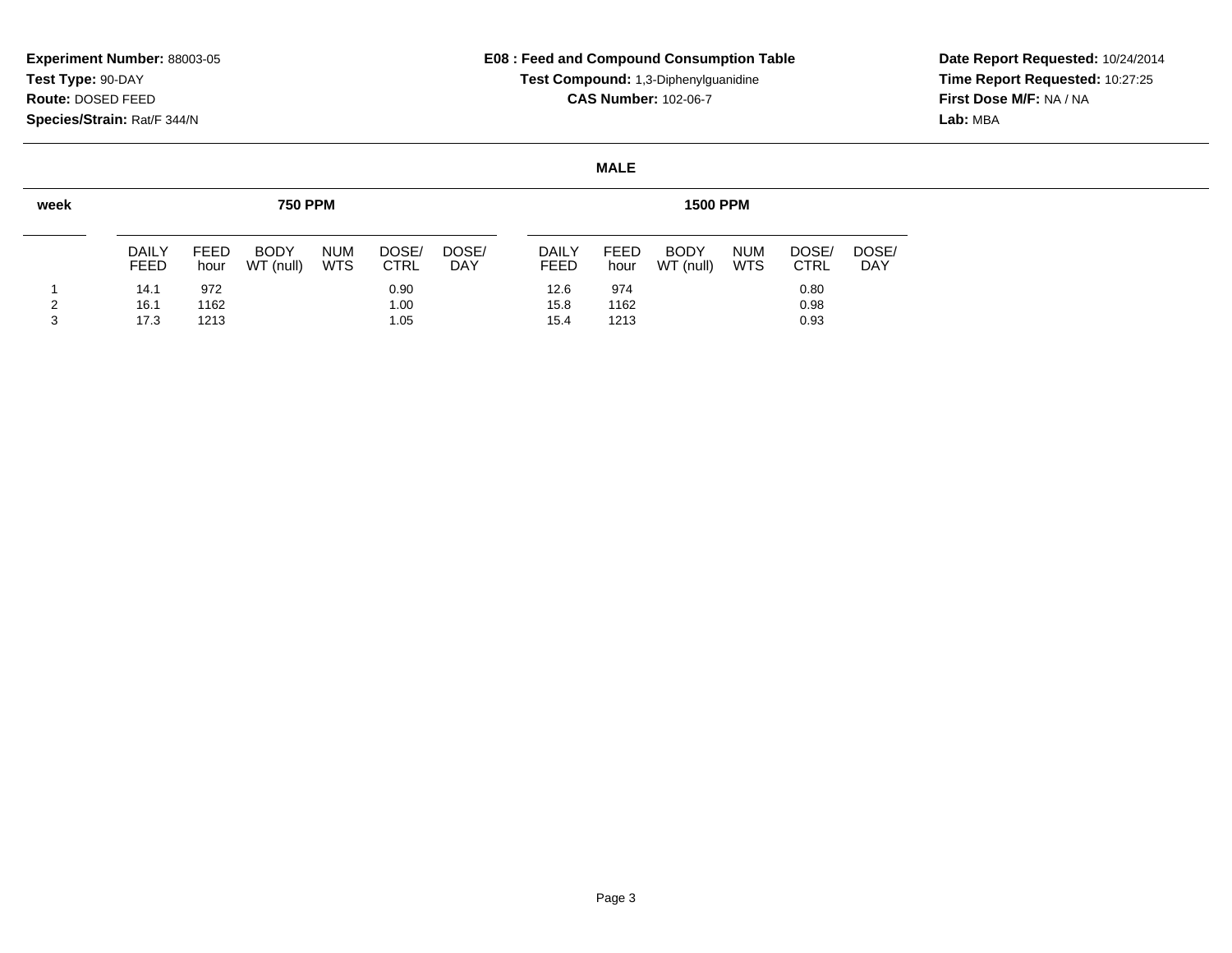**Experiment Number:** 88003-05
**Test Type:** 90-DAY
**Route:** DOSED FEED
**Species/Strain:** Rat/F 344/N

**E08 : Feed and Compound Consumption Table**
**Test Compound:** 1,3-Diphenylguanidine
**CAS Number:** 102-06-7

**Date Report Requested:** 10/24/2014
**Time Report Requested:** 10:27:25
**First Dose M/F:** NA / NA
**Lab:** MBA

**MALE**

| week | 750 PPM | | | | | | 1500 PPM | | | | | |
|---|---|---|---|---|---|---|---|---|---|---|---|---|
| | DAILY FEED | FEED hour | BODY WT (null) | NUM WTS | DOSE/ CTRL | DOSE/ DAY | DAILY FEED | FEED hour | BODY WT (null) | NUM WTS | DOSE/ CTRL | DOSE/ DAY |
| 1 | 14.1 | 972 | | | 0.90 | | 12.6 | 974 | | | 0.80 | |
| 2 | 16.1 | 1162 | | | 1.00 | | 15.8 | 1162 | | | 0.98 | |
| 3 | 17.3 | 1213 | | | 1.05 | | 15.4 | 1213 | | | 0.93 | |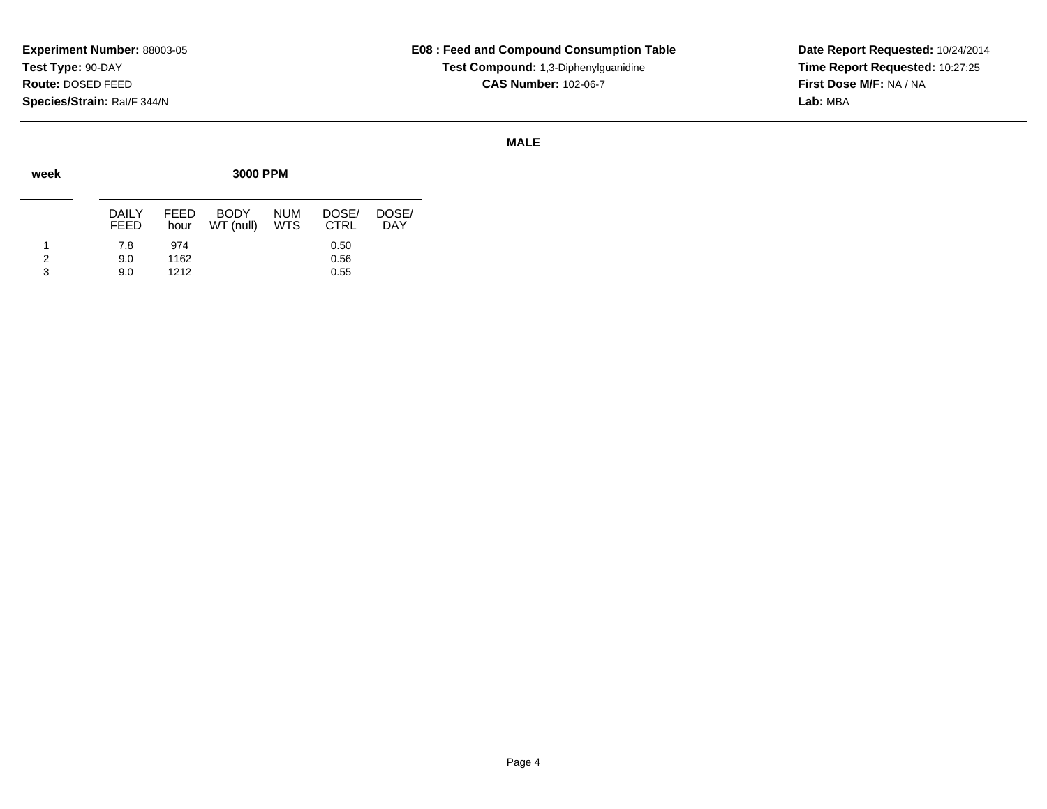**Experiment Number:** 88003-05
**Test Type:** 90-DAY
**Route:** DOSED FEED
**Species/Strain:** Rat/F 344/N

**E08 : Feed and Compound Consumption Table**
**Test Compound:** 1,3-Diphenylguanidine
**CAS Number:** 102-06-7

**Date Report Requested:** 10/24/2014
**Time Report Requested:** 10:27:25
**First Dose M/F:** NA / NA
**Lab:** MBA

**MALE**

| week | 3000 PPM | | | | | |
|---|---|---|---|---|---|---|
| | DAILY FEED | FEED hour | BODY WT (null) | NUM WTS | DOSE/ CTRL | DOSE/ DAY |
| 1 | 7.8 | 974 | | | 0.50 | |
| 2 | 9.0 | 1162 | | | 0.56 | |
| 3 | 9.0 | 1212 | | | 0.55 | |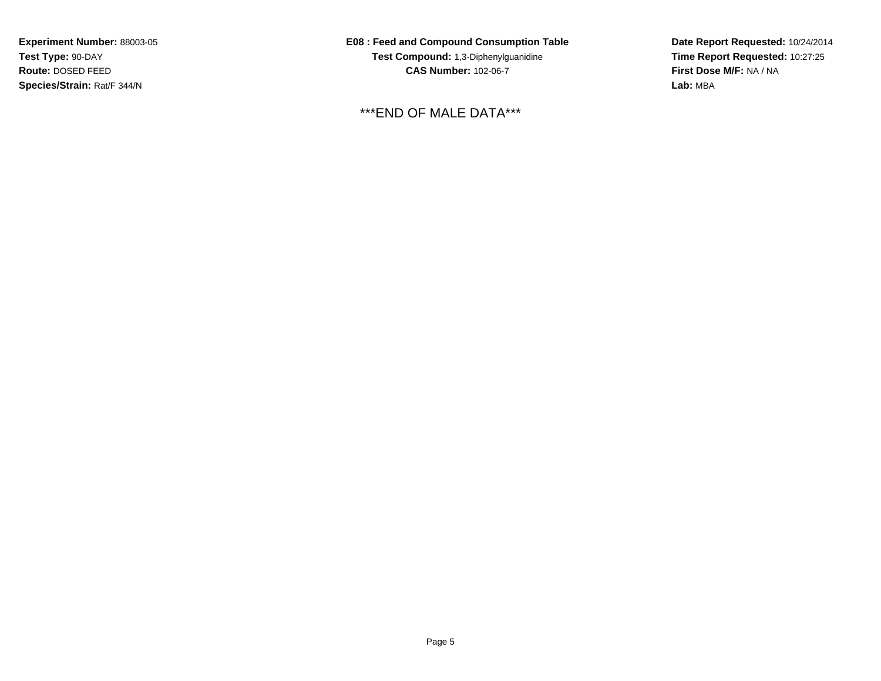**Experiment Number:** 88003-05
**Test Type:** 90-DAY
**Route:** DOSED FEED
**Species/Strain:** Rat/F 344/N

**E08 : Feed and Compound Consumption Table**
**Test Compound:** 1,3-Diphenylguanidine
**CAS Number:** 102-06-7

**Date Report Requested:** 10/24/2014
**Time Report Requested:** 10:27:25
**First Dose M/F:** NA / NA
**Lab:** MBA

***END OF MALE DATA***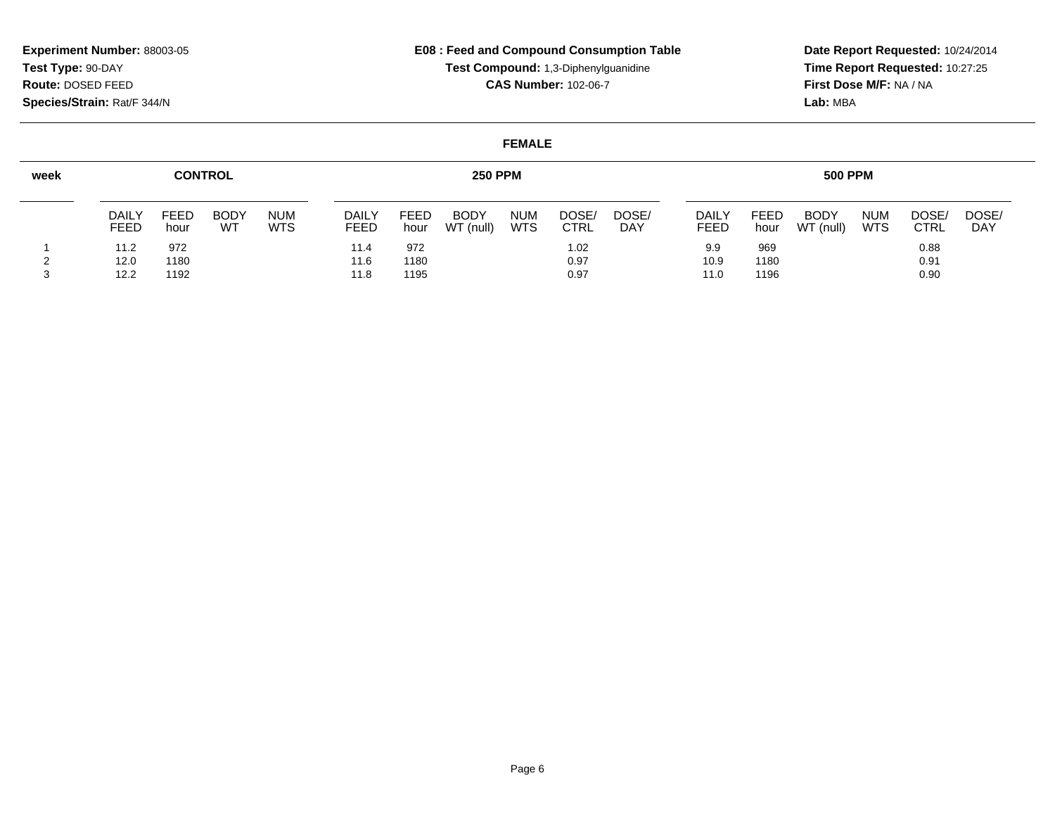**Experiment Number:** 88003-05
**Test Type:** 90-DAY
**Route:** DOSED FEED
**Species/Strain:** Rat/F 344/N

**E08 : Feed and Compound Consumption Table**
**Test Compound:** 1,3-Diphenylguanidine
**CAS Number:** 102-06-7

**Date Report Requested:** 10/24/2014
**Time Report Requested:** 10:27:25
**First Dose M/F:** NA / NA
**Lab:** MBA

**FEMALE**

| week | CONTROL | | | | 250 PPM | | | | | | 500 PPM | | | | | |
|---|---|---|---|---|---|---|---|---|---|---|---|---|---|---|---|---|
| | DAILY FEED | FEED hour | BODY WT | NUM WTS | DAILY FEED | FEED hour | BODY WT (null) | NUM WTS | DOSE/ CTRL | DOSE/ DAY | DAILY FEED | FEED hour | BODY WT (null) | NUM WTS | DOSE/ CTRL | DOSE/ DAY |
| 1 | 11.2 | 972 | | | 11.4 | 972 | | | 1.02 | | 9.9 | 969 | | | 0.88 | |
| 2 | 12.0 | 1180 | | | 11.6 | 1180 | | | 0.97 | | 10.9 | 1180 | | | 0.91 | |
| 3 | 12.2 | 1192 | | | 11.8 | 1195 | | | 0.97 | | 11.0 | 1196 | | | 0.90 | |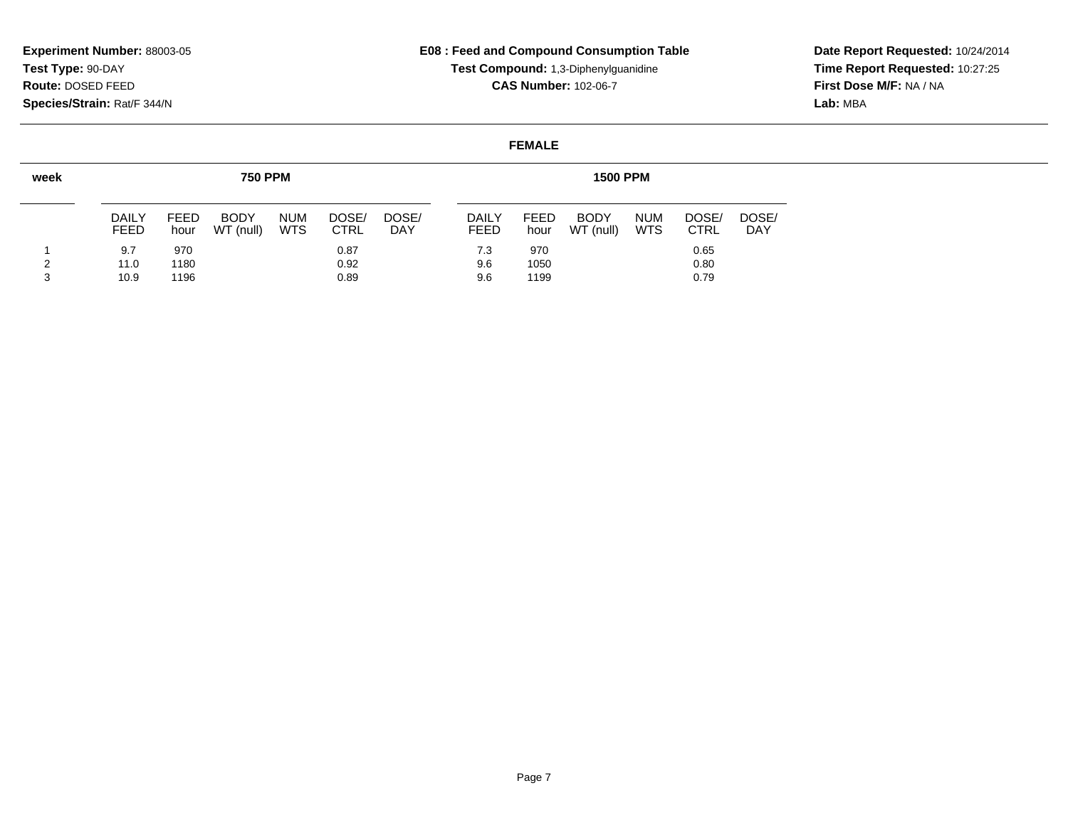**Experiment Number:** 88003-05
**Test Type:** 90-DAY
**Route:** DOSED FEED
**Species/Strain:** Rat/F 344/N

**E08 : Feed and Compound Consumption Table**
**Test Compound:** 1,3-Diphenylguanidine
**CAS Number:** 102-06-7

**Date Report Requested:** 10/24/2014
**Time Report Requested:** 10:27:25
**First Dose M/F:** NA / NA
**Lab:** MBA

**FEMALE**

| week | 750 PPM | | | | | | 1500 PPM | | | | | |
|---|---|---|---|---|---|---|---|---|---|---|---|---|
| | DAILY FEED | FEED hour | BODY WT (null) | NUM WTS | DOSE/ CTRL | DOSE/ DAY | DAILY FEED | FEED hour | BODY WT (null) | NUM WTS | DOSE/ CTRL | DOSE/ DAY |
| 1 | 9.7 | 970 | | | 0.87 | | 7.3 | 970 | | | 0.65 | |
| 2 | 11.0 | 1180 | | | 0.92 | | 9.6 | 1050 | | | 0.80 | |
| 3 | 10.9 | 1196 | | | 0.89 | | 9.6 | 1199 | | | 0.79 | |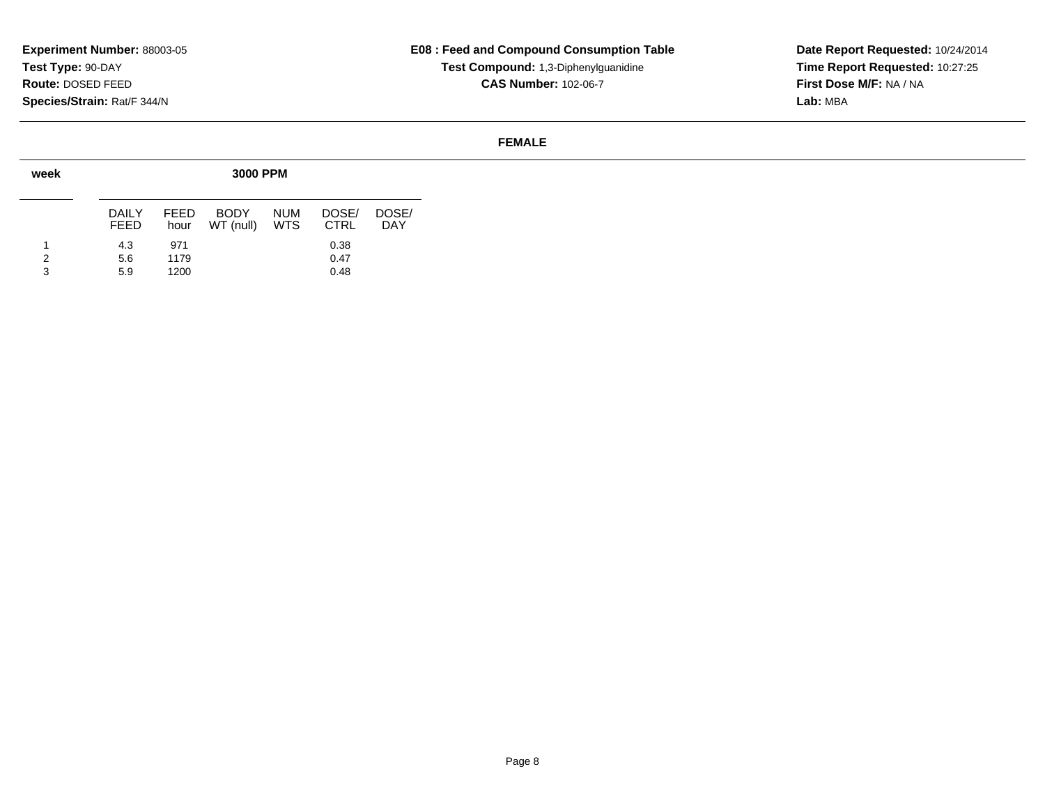**Experiment Number:** 88003-05
**Test Type:** 90-DAY
**Route:** DOSED FEED
**Species/Strain:** Rat/F 344/N

**E08 : Feed and Compound Consumption Table**
**Test Compound:** 1,3-Diphenylguanidine
**CAS Number:** 102-06-7

**Date Report Requested:** 10/24/2014
**Time Report Requested:** 10:27:25
**First Dose M/F:** NA / NA
**Lab:** MBA

## FEMALE

| week | 3000 PPM | | | | | |
|---|---|---|---|---|---|---|
| | DAILY FEED | FEED hour | BODY WT (null) | NUM WTS | DOSE/ CTRL | DOSE/ DAY |
| 1 | 4.3 | 971 | | | 0.38 | |
| 2 | 5.6 | 1179 | | | 0.47 | |
| 3 | 5.9 | 1200 | | | 0.48 | |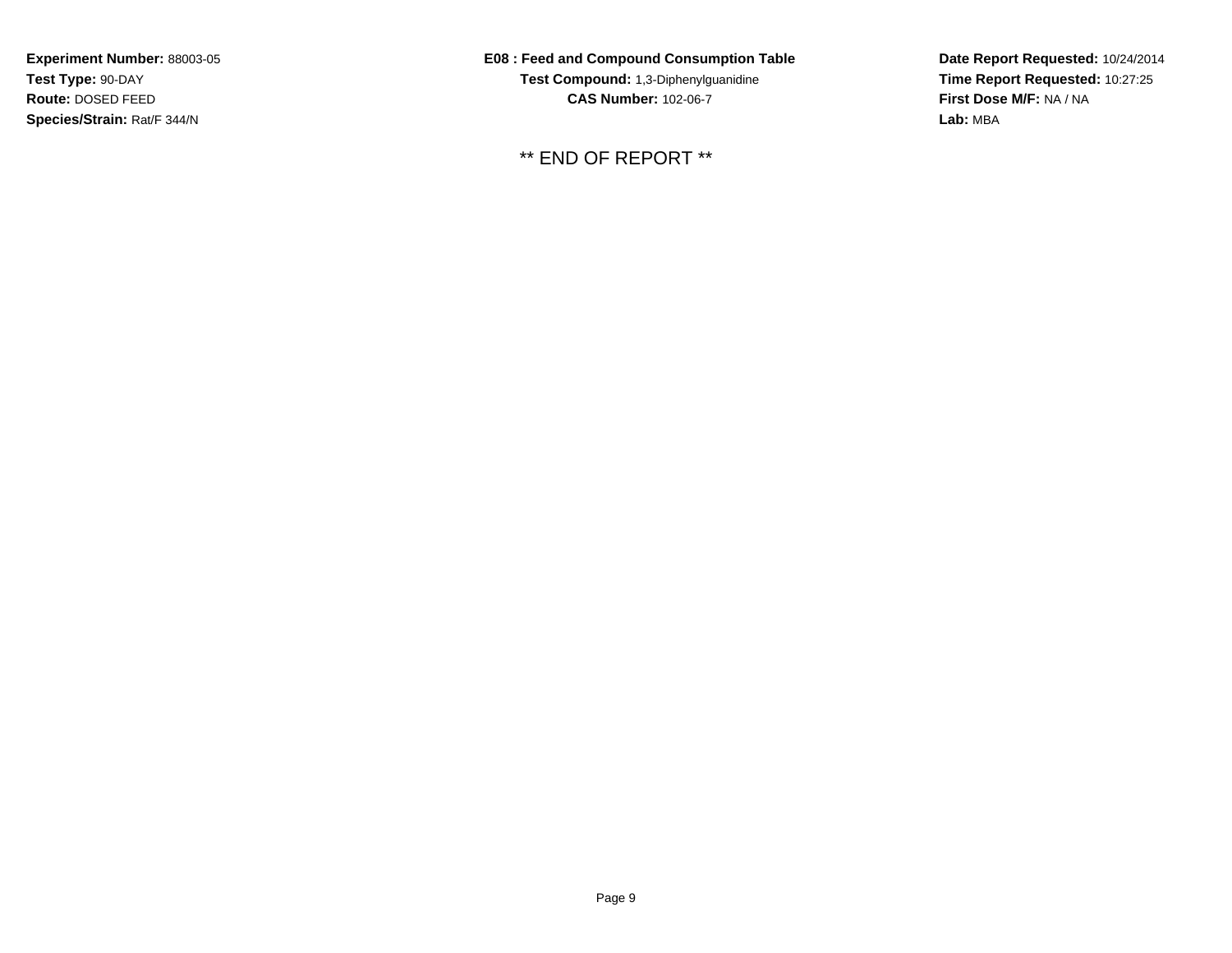**Experiment Number:** 88003-05
**Test Type:** 90-DAY
**Route:** DOSED FEED
**Species/Strain:** Rat/F 344/N

**E08 : Feed and Compound Consumption Table**
**Test Compound:** 1,3-Diphenylguanidine
**CAS Number:** 102-06-7

**Date Report Requested:** 10/24/2014
**Time Report Requested:** 10:27:25
**First Dose M/F:** NA / NA
**Lab:** MBA

** END OF REPORT **